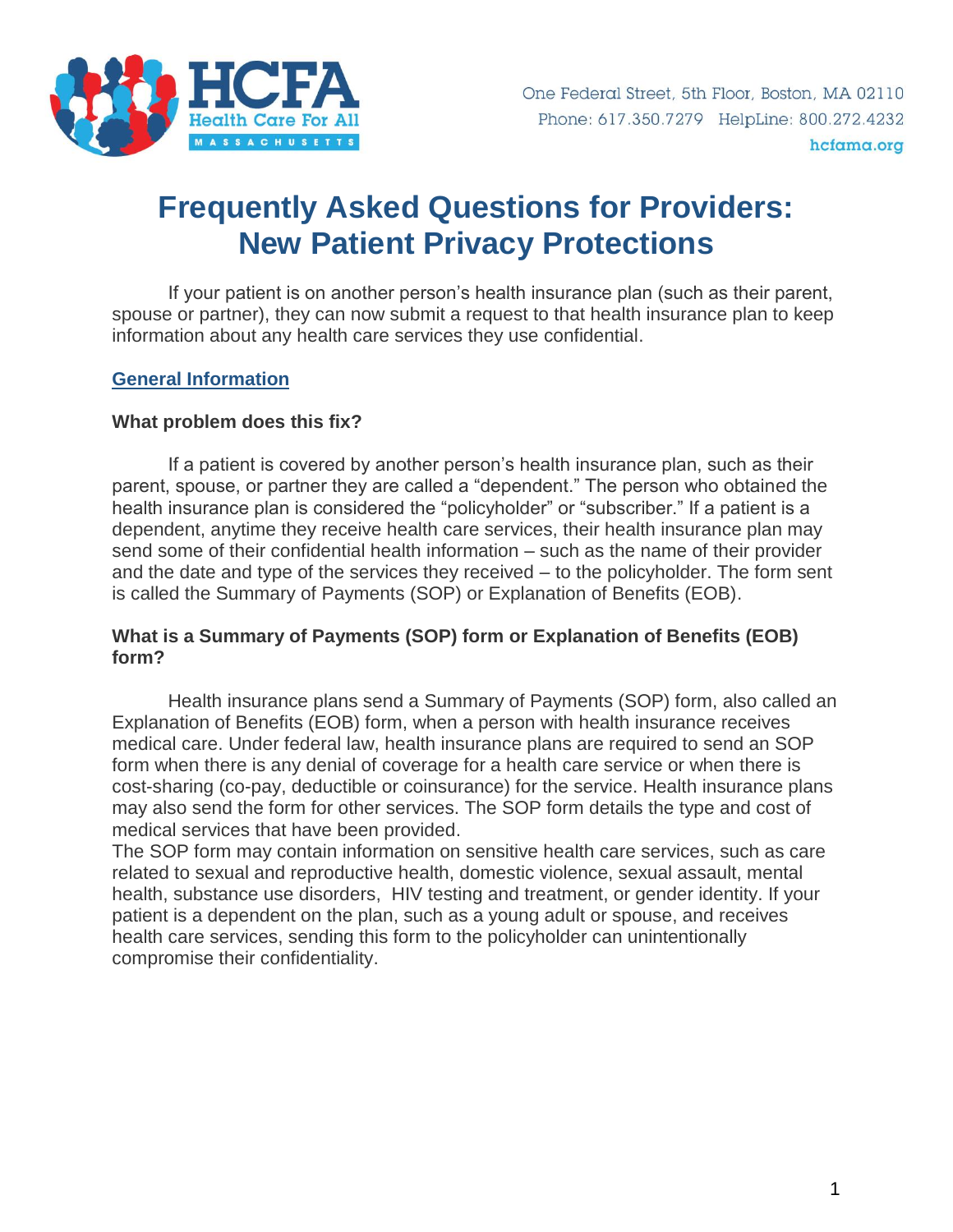HCFA Health Care For All MASSACHUSETTS

One Federal Street, 5th Floor, Boston, MA 02110
Phone: 617.350.7279 HelpLine: 800.272.4232
hcfama.org

# Frequently Asked Questions for Providers: New Patient Privacy Protections

If your patient is on another person's health insurance plan (such as their parent, spouse or partner), they can now submit a request to that health insurance plan to keep information about any health care services they use confidential.

## General Information

### What problem does this fix?

If a patient is covered by another person's health insurance plan, such as their parent, spouse, or partner they are called a "dependent." The person who obtained the health insurance plan is considered the "policyholder" or "subscriber." If a patient is a dependent, anytime they receive health care services, their health insurance plan may send some of their confidential health information – such as the name of their provider and the date and type of the services they received – to the policyholder. The form sent is called the Summary of Payments (SOP) or Explanation of Benefits (EOB).

### What is a Summary of Payments (SOP) form or Explanation of Benefits (EOB) form?

Health insurance plans send a Summary of Payments (SOP) form, also called an Explanation of Benefits (EOB) form, when a person with health insurance receives medical care. Under federal law, health insurance plans are required to send an SOP form when there is any denial of coverage for a health care service or when there is cost-sharing (co-pay, deductible or coinsurance) for the service. Health insurance plans may also send the form for other services. The SOP form details the type and cost of medical services that have been provided.

The SOP form may contain information on sensitive health care services, such as care related to sexual and reproductive health, domestic violence, sexual assault, mental health, substance use disorders, HIV testing and treatment, or gender identity. If your patient is a dependent on the plan, such as a young adult or spouse, and receives health care services, sending this form to the policyholder can unintentionally compromise their confidentiality.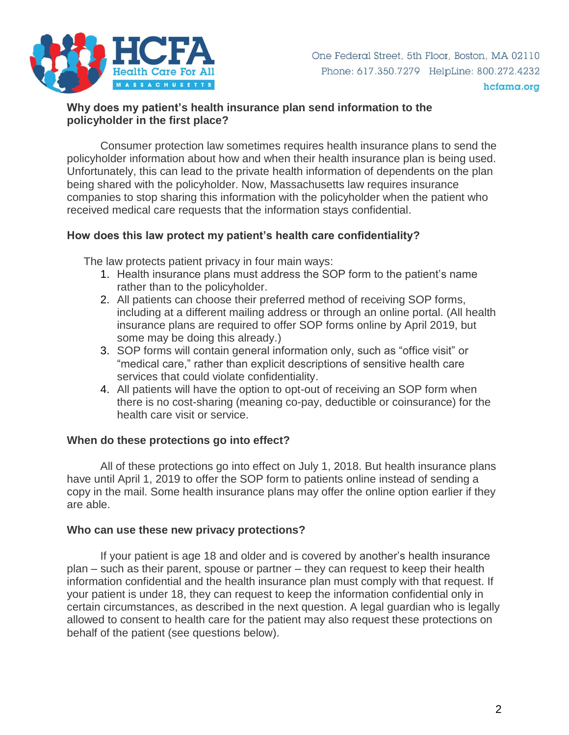### Why does my patient's health insurance plan send information to the policyholder in the first place?

Consumer protection law sometimes requires health insurance plans to send the policyholder information about how and when their health insurance plan is being used. Unfortunately, this can lead to the private health information of dependents on the plan being shared with the policyholder. Now, Massachusetts law requires insurance companies to stop sharing this information with the policyholder when the patient who received medical care requests that the information stays confidential.

### How does this law protect my patient's health care confidentiality?

The law protects patient privacy in four main ways:

1. Health insurance plans must address the SOP form to the patient's name rather than to the policyholder.
2. All patients can choose their preferred method of receiving SOP forms, including at a different mailing address or through an online portal. (All health insurance plans are required to offer SOP forms online by April 2019, but some may be doing this already.)
3. SOP forms will contain general information only, such as "office visit" or "medical care," rather than explicit descriptions of sensitive health care services that could violate confidentiality.
4. All patients will have the option to opt-out of receiving an SOP form when there is no cost-sharing (meaning co-pay, deductible or coinsurance) for the health care visit or service.

### When do these protections go into effect?

All of these protections go into effect on July 1, 2018. But health insurance plans have until April 1, 2019 to offer the SOP form to patients online instead of sending a copy in the mail. Some health insurance plans may offer the online option earlier if they are able.

### Who can use these new privacy protections?

If your patient is age 18 and older and is covered by another's health insurance plan – such as their parent, spouse or partner – they can request to keep their health information confidential and the health insurance plan must comply with that request. If your patient is under 18, they can request to keep the information confidential only in certain circumstances, as described in the next question. A legal guardian who is legally allowed to consent to health care for the patient may also request these protections on behalf of the patient (see questions below).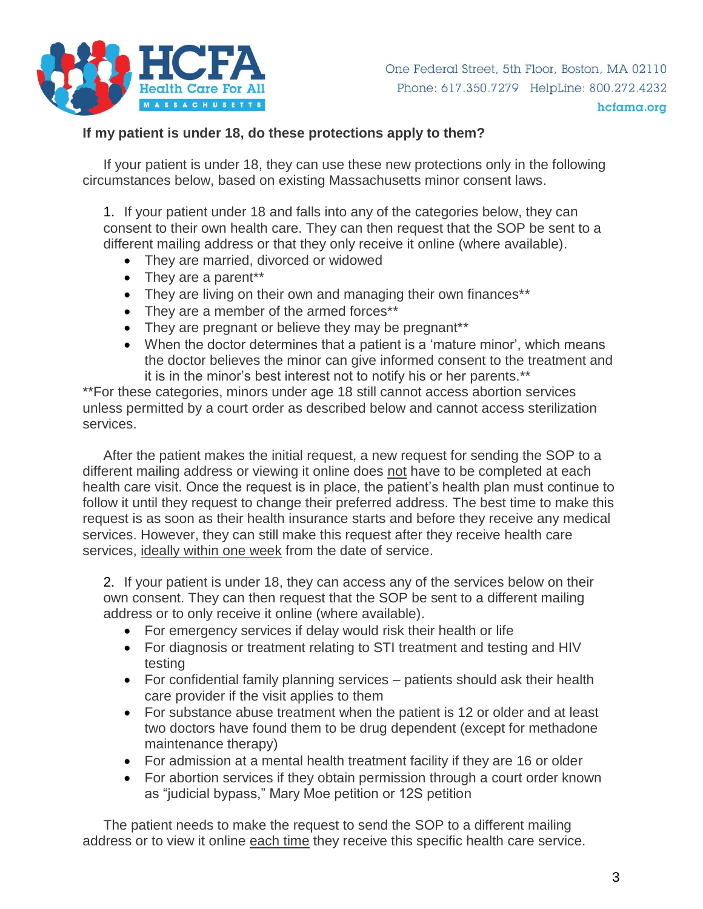**If my patient is under 18, do these protections apply to them?**

If your patient is under 18, they can use these new protections only in the following circumstances below, based on existing Massachusetts minor consent laws.

1. If your patient under 18 and falls into any of the categories below, they can consent to their own health care. They can then request that the SOP be sent to a different mailing address or that they only receive it online (where available).
   - They are married, divorced or widowed
   - They are a parent**
   - They are living on their own and managing their own finances**
   - They are a member of the armed forces**
   - They are pregnant or believe they may be pregnant**
   - When the doctor determines that a patient is a 'mature minor', which means the doctor believes the minor can give informed consent to the treatment and it is in the minor's best interest not to notify his or her parents.**

**For these categories, minors under age 18 still cannot access abortion services unless permitted by a court order as described below and cannot access sterilization services.

After the patient makes the initial request, a new request for sending the SOP to a different mailing address or viewing it online does <u>not</u> have to be completed at each health care visit. Once the request is in place, the patient's health plan must continue to follow it until they request to change their preferred address. The best time to make this request is as soon as their health insurance starts and before they receive any medical services. However, they can still make this request after they receive health care services, <u>ideally within one week</u> from the date of service.

2. If your patient is under 18, they can access any of the services below on their own consent. They can then request that the SOP be sent to a different mailing address or to only receive it online (where available).
   - For emergency services if delay would risk their health or life
   - For diagnosis or treatment relating to STI treatment and testing and HIV testing
   - For confidential family planning services – patients should ask their health care provider if the visit applies to them
   - For substance abuse treatment when the patient is 12 or older and at least two doctors have found them to be drug dependent (except for methadone maintenance therapy)
   - For admission at a mental health treatment facility if they are 16 or older
   - For abortion services if they obtain permission through a court order known as "judicial bypass," Mary Moe petition or 12S petition

The patient needs to make the request to send the SOP to a different mailing address or to view it online <u>each time</u> they receive this specific health care service.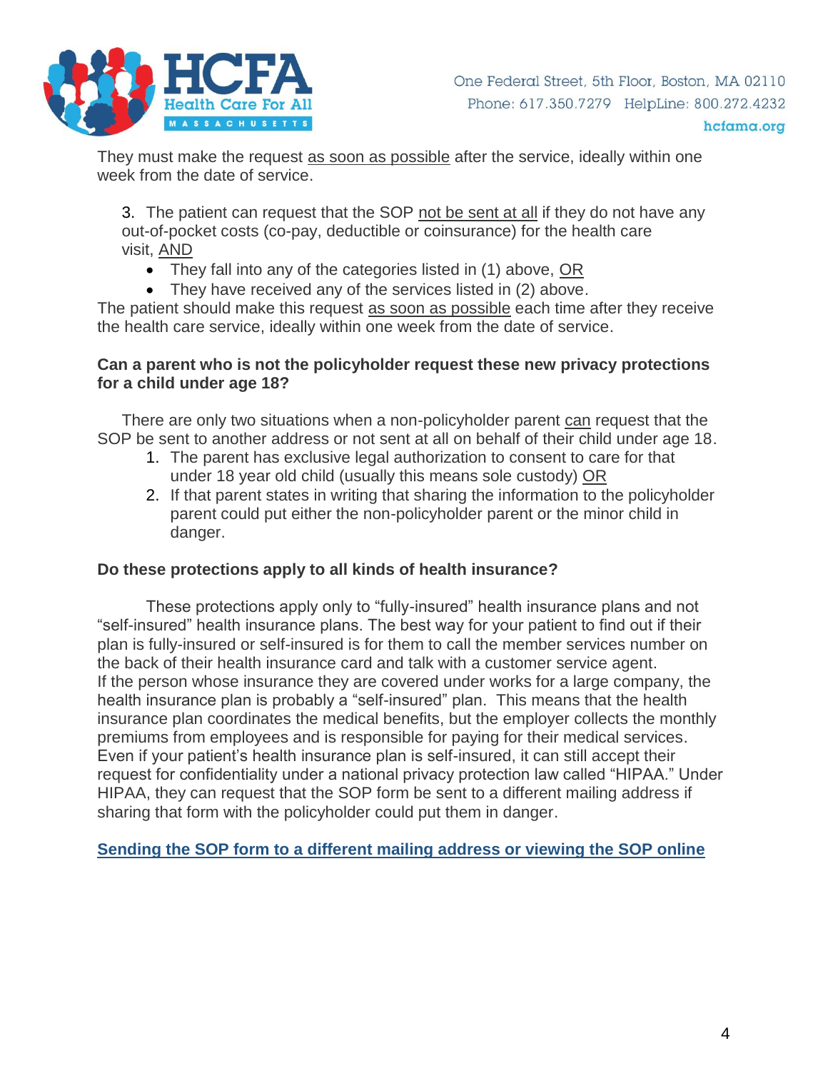They must make the request as soon as possible after the service, ideally within one week from the date of service.

3. The patient can request that the SOP not be sent at all if they do not have any out-of-pocket costs (co-pay, deductible or coinsurance) for the health care visit, AND
   - They fall into any of the categories listed in (1) above, OR
   - They have received any of the services listed in (2) above.

The patient should make this request as soon as possible each time after they receive the health care service, ideally within one week from the date of service.

**Can a parent who is not the policyholder request these new privacy protections for a child under age 18?**

There are only two situations when a non-policyholder parent can request that the SOP be sent to another address or not sent at all on behalf of their child under age 18.

1. The parent has exclusive legal authorization to consent to care for that under 18 year old child (usually this means sole custody) OR
2. If that parent states in writing that sharing the information to the policyholder parent could put either the non-policyholder parent or the minor child in danger.

**Do these protections apply to all kinds of health insurance?**

These protections apply only to "fully-insured" health insurance plans and not "self-insured" health insurance plans. The best way for your patient to find out if their plan is fully-insured or self-insured is for them to call the member services number on the back of their health insurance card and talk with a customer service agent.
If the person whose insurance they are covered under works for a large company, the health insurance plan is probably a "self-insured" plan. This means that the health insurance plan coordinates the medical benefits, but the employer collects the monthly premiums from employees and is responsible for paying for their medical services. Even if your patient's health insurance plan is self-insured, it can still accept their request for confidentiality under a national privacy protection law called "HIPAA." Under HIPAA, they can request that the SOP form be sent to a different mailing address if sharing that form with the policyholder could put them in danger.

**Sending the SOP form to a different mailing address or viewing the SOP online**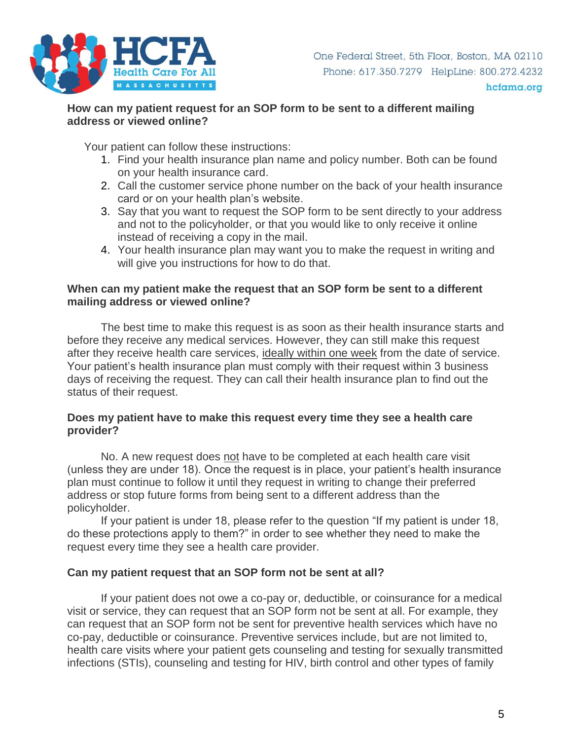**How can my patient request for an SOP form to be sent to a different mailing address or viewed online?**

Your patient can follow these instructions:

1. Find your health insurance plan name and policy number. Both can be found on your health insurance card.
2. Call the customer service phone number on the back of your health insurance card or on your health plan's website.
3. Say that you want to request the SOP form to be sent directly to your address and not to the policyholder, or that you would like to only receive it online instead of receiving a copy in the mail.
4. Your health insurance plan may want you to make the request in writing and will give you instructions for how to do that.

**When can my patient make the request that an SOP form be sent to a different mailing address or viewed online?**

The best time to make this request is as soon as their health insurance starts and before they receive any medical services. However, they can still make this request after they receive health care services, ideally within one week from the date of service. Your patient's health insurance plan must comply with their request within 3 business days of receiving the request. They can call their health insurance plan to find out the status of their request.

**Does my patient have to make this request every time they see a health care provider?**

No. A new request does not have to be completed at each health care visit (unless they are under 18). Once the request is in place, your patient's health insurance plan must continue to follow it until they request in writing to change their preferred address or stop future forms from being sent to a different address than the policyholder.

If your patient is under 18, please refer to the question "If my patient is under 18, do these protections apply to them?" in order to see whether they need to make the request every time they see a health care provider.

**Can my patient request that an SOP form not be sent at all?**

If your patient does not owe a co-pay or, deductible, or coinsurance for a medical visit or service, they can request that an SOP form not be sent at all. For example, they can request that an SOP form not be sent for preventive health services which have no co-pay, deductible or coinsurance. Preventive services include, but are not limited to, health care visits where your patient gets counseling and testing for sexually transmitted infections (STIs), counseling and testing for HIV, birth control and other types of family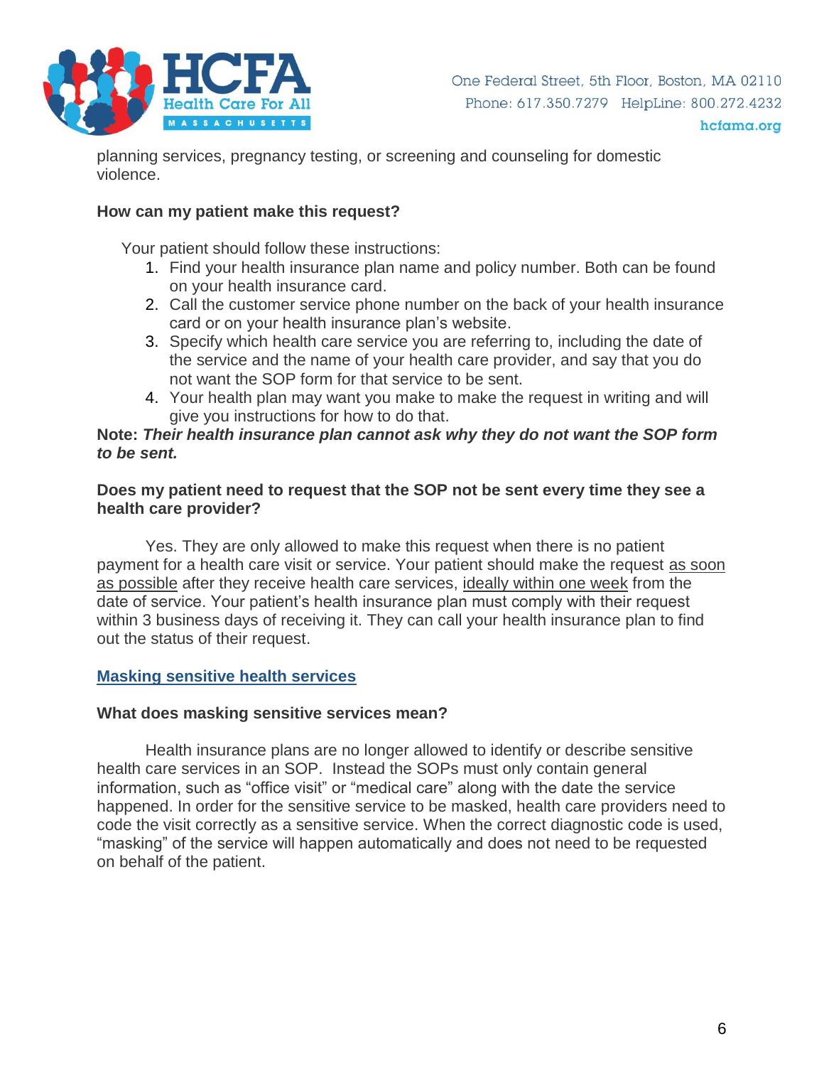planning services, pregnancy testing, or screening and counseling for domestic violence.

**How can my patient make this request?**

Your patient should follow these instructions:

1. Find your health insurance plan name and policy number. Both can be found on your health insurance card.
2. Call the customer service phone number on the back of your health insurance card or on your health insurance plan's website.
3. Specify which health care service you are referring to, including the date of the service and the name of your health care provider, and say that you do not want the SOP form for that service to be sent.
4. Your health plan may want you make to make the request in writing and will give you instructions for how to do that.

**Note:** ***Their health insurance plan cannot ask why they do not want the SOP form to be sent.***

**Does my patient need to request that the SOP not be sent every time they see a health care provider?**

Yes. They are only allowed to make this request when there is no patient payment for a health care visit or service. Your patient should make the request as soon as possible after they receive health care services, ideally within one week from the date of service. Your patient's health insurance plan must comply with their request within 3 business days of receiving it. They can call your health insurance plan to find out the status of their request.

## Masking sensitive health services

**What does masking sensitive services mean?**

Health insurance plans are no longer allowed to identify or describe sensitive health care services in an SOP. Instead the SOPs must only contain general information, such as "office visit" or "medical care" along with the date the service happened. In order for the sensitive service to be masked, health care providers need to code the visit correctly as a sensitive service. When the correct diagnostic code is used, "masking" of the service will happen automatically and does not need to be requested on behalf of the patient.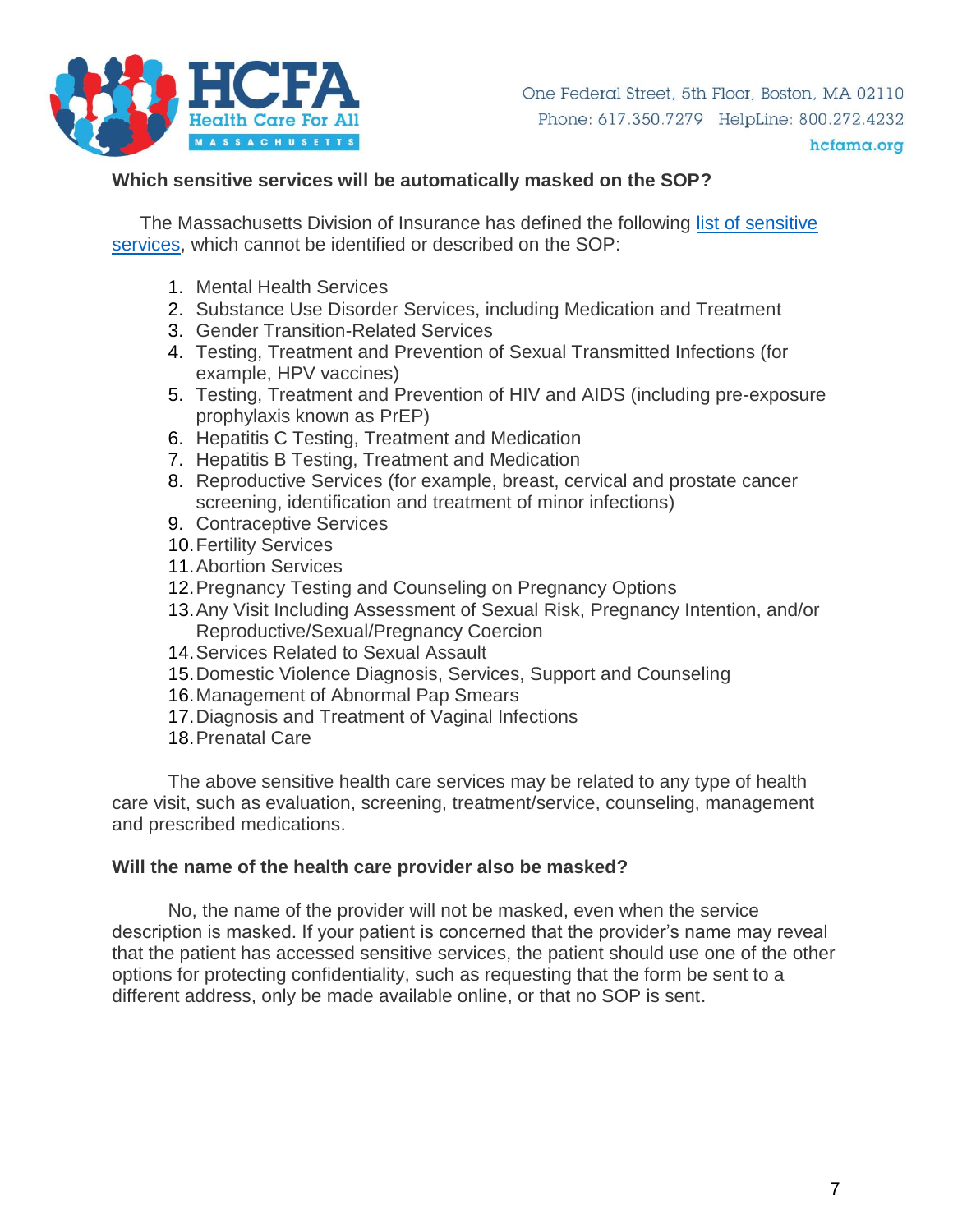**Which sensitive services will be automatically masked on the SOP?**

The Massachusetts Division of Insurance has defined the following [list of sensitive services](), which cannot be identified or described on the SOP:

1. Mental Health Services
2. Substance Use Disorder Services, including Medication and Treatment
3. Gender Transition-Related Services
4. Testing, Treatment and Prevention of Sexual Transmitted Infections (for example, HPV vaccines)
5. Testing, Treatment and Prevention of HIV and AIDS (including pre-exposure prophylaxis known as PrEP)
6. Hepatitis C Testing, Treatment and Medication
7. Hepatitis B Testing, Treatment and Medication
8. Reproductive Services (for example, breast, cervical and prostate cancer screening, identification and treatment of minor infections)
9. Contraceptive Services
10. Fertility Services
11. Abortion Services
12. Pregnancy Testing and Counseling on Pregnancy Options
13. Any Visit Including Assessment of Sexual Risk, Pregnancy Intention, and/or Reproductive/Sexual/Pregnancy Coercion
14. Services Related to Sexual Assault
15. Domestic Violence Diagnosis, Services, Support and Counseling
16. Management of Abnormal Pap Smears
17. Diagnosis and Treatment of Vaginal Infections
18. Prenatal Care

The above sensitive health care services may be related to any type of health care visit, such as evaluation, screening, treatment/service, counseling, management and prescribed medications.

**Will the name of the health care provider also be masked?**

No, the name of the provider will not be masked, even when the service description is masked. If your patient is concerned that the provider's name may reveal that the patient has accessed sensitive services, the patient should use one of the other options for protecting confidentiality, such as requesting that the form be sent to a different address, only be made available online, or that no SOP is sent.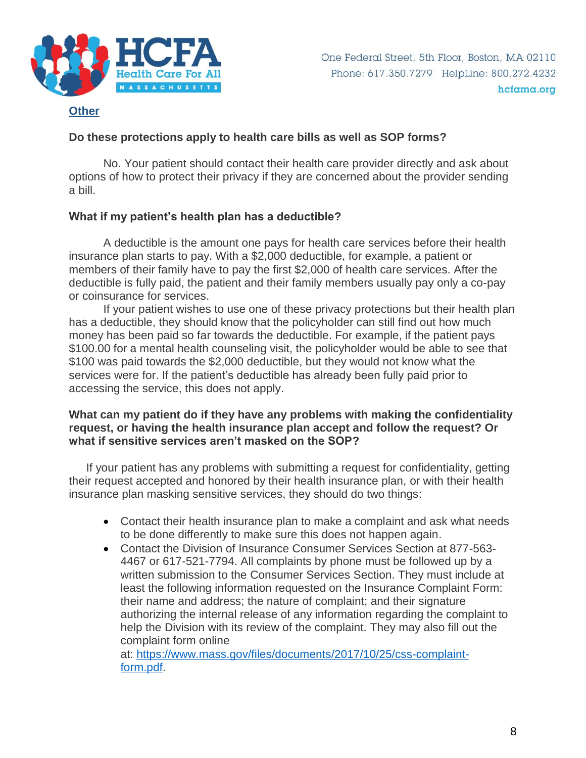## Other

**Do these protections apply to health care bills as well as SOP forms?**

No. Your patient should contact their health care provider directly and ask about options of how to protect their privacy if they are concerned about the provider sending a bill.

**What if my patient's health plan has a deductible?**

A deductible is the amount one pays for health care services before their health insurance plan starts to pay. With a $2,000 deductible, for example, a patient or members of their family have to pay the first $2,000 of health care services. After the deductible is fully paid, the patient and their family members usually pay only a co-pay or coinsurance for services.

If your patient wishes to use one of these privacy protections but their health plan has a deductible, they should know that the policyholder can still find out how much money has been paid so far towards the deductible. For example, if the patient pays $100.00 for a mental health counseling visit, the policyholder would be able to see that $100 was paid towards the $2,000 deductible, but they would not know what the services were for. If the patient's deductible has already been fully paid prior to accessing the service, this does not apply.

**What can my patient do if they have any problems with making the confidentiality request, or having the health insurance plan accept and follow the request? Or what if sensitive services aren't masked on the SOP?**

If your patient has any problems with submitting a request for confidentiality, getting their request accepted and honored by their health insurance plan, or with their health insurance plan masking sensitive services, they should do two things:

- Contact their health insurance plan to make a complaint and ask what needs to be done differently to make sure this does not happen again.
- Contact the Division of Insurance Consumer Services Section at 877-563-4467 or 617-521-7794. All complaints by phone must be followed up by a written submission to the Consumer Services Section. They must include at least the following information requested on the Insurance Complaint Form: their name and address; the nature of complaint; and their signature authorizing the internal release of any information regarding the complaint to help the Division with its review of the complaint. They may also fill out the complaint form online at: https://www.mass.gov/files/documents/2017/10/25/css-complaint-form.pdf.